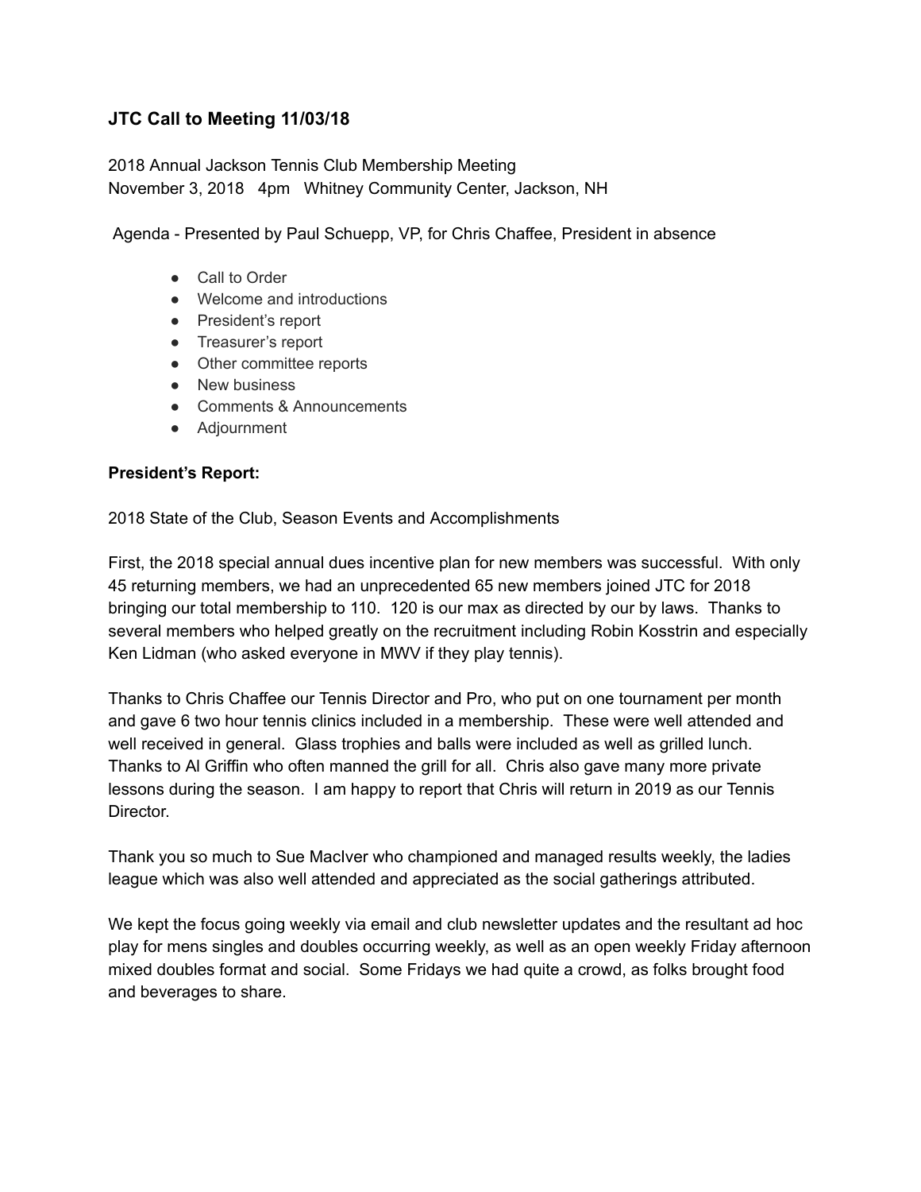### **JTC Call to Meeting 11/03/18**

2018 Annual Jackson Tennis Club Membership Meeting
November 3, 2018   4pm   Whitney Community Center, Jackson, NH

Agenda - Presented by Paul Schuepp, VP, for Chris Chaffee, President in absence

- Call to Order
- Welcome and introductions
- President's report
- Treasurer's report
- Other committee reports
- New business
- Comments & Announcements
- Adjournment

**President's Report:**

2018 State of the Club, Season Events and Accomplishments

First, the 2018 special annual dues incentive plan for new members was successful. With only 45 returning members, we had an unprecedented 65 new members joined JTC for 2018 bringing our total membership to 110. 120 is our max as directed by our by laws. Thanks to several members who helped greatly on the recruitment including Robin Kosstrin and especially Ken Lidman (who asked everyone in MWV if they play tennis).

Thanks to Chris Chaffee our Tennis Director and Pro, who put on one tournament per month and gave 6 two hour tennis clinics included in a membership. These were well attended and well received in general. Glass trophies and balls were included as well as grilled lunch. Thanks to Al Griffin who often manned the grill for all. Chris also gave many more private lessons during the season. I am happy to report that Chris will return in 2019 as our Tennis Director.

Thank you so much to Sue MacIver who championed and managed results weekly, the ladies league which was also well attended and appreciated as the social gatherings attributed.

We kept the focus going weekly via email and club newsletter updates and the resultant ad hoc play for mens singles and doubles occurring weekly, as well as an open weekly Friday afternoon mixed doubles format and social. Some Fridays we had quite a crowd, as folks brought food and beverages to share.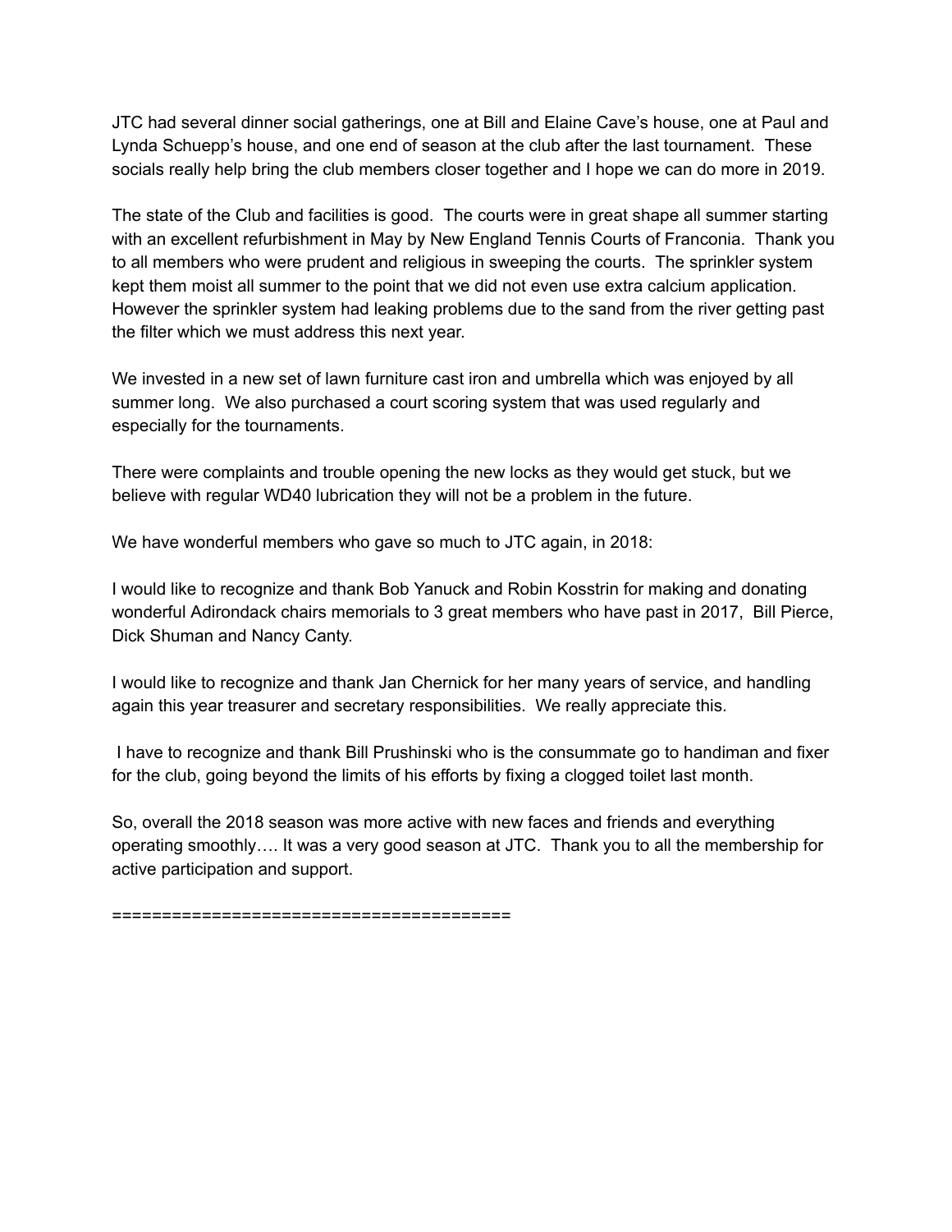JTC had several dinner social gatherings, one at Bill and Elaine Cave's house, one at Paul and Lynda Schuepp's house, and one end of season at the club after the last tournament. These socials really help bring the club members closer together and I hope we can do more in 2019.

The state of the Club and facilities is good. The courts were in great shape all summer starting with an excellent refurbishment in May by New England Tennis Courts of Franconia. Thank you to all members who were prudent and religious in sweeping the courts. The sprinkler system kept them moist all summer to the point that we did not even use extra calcium application. However the sprinkler system had leaking problems due to the sand from the river getting past the filter which we must address this next year.

We invested in a new set of lawn furniture cast iron and umbrella which was enjoyed by all summer long. We also purchased a court scoring system that was used regularly and especially for the tournaments.

There were complaints and trouble opening the new locks as they would get stuck, but we believe with regular WD40 lubrication they will not be a problem in the future.

We have wonderful members who gave so much to JTC again, in 2018:

I would like to recognize and thank Bob Yanuck and Robin Kosstrin for making and donating wonderful Adirondack chairs memorials to 3 great members who have past in 2017, Bill Pierce, Dick Shuman and Nancy Canty.

I would like to recognize and thank Jan Chernick for her many years of service, and handling again this year treasurer and secretary responsibilities. We really appreciate this.

I have to recognize and thank Bill Prushinski who is the consummate go to handiman and fixer for the club, going beyond the limits of his efforts by fixing a clogged toilet last month.

So, overall the 2018 season was more active with new faces and friends and everything operating smoothly…. It was a very good season at JTC. Thank you to all the membership for active participation and support.

========================================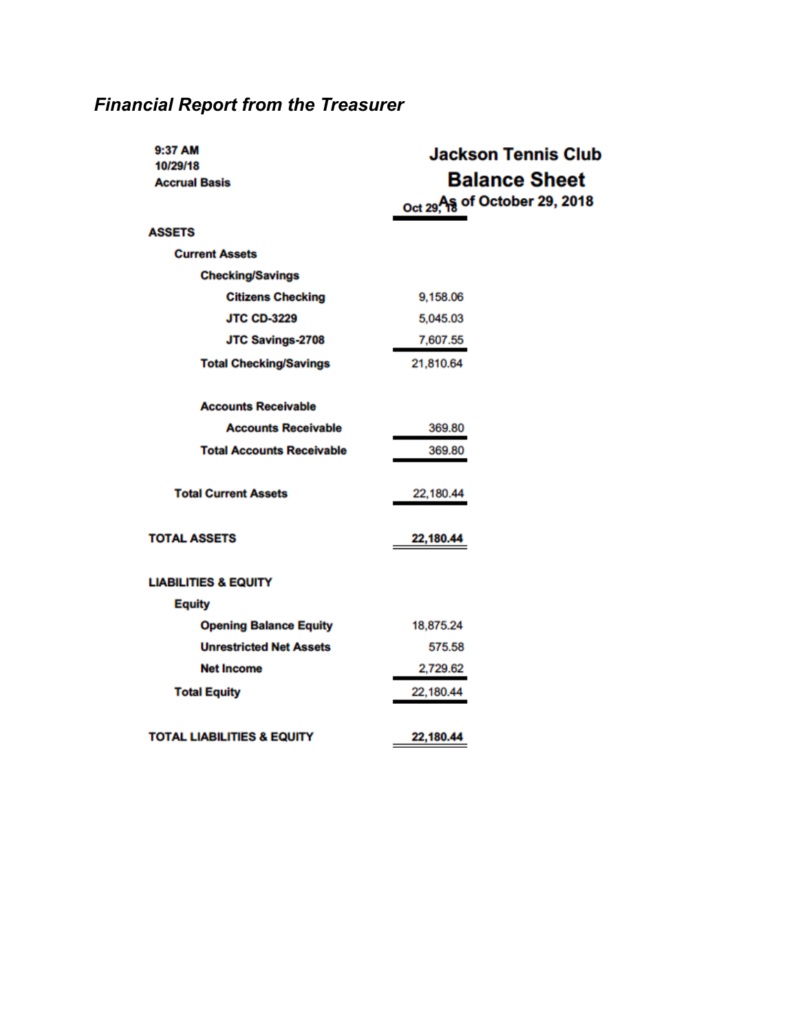*Financial Report from the Treasurer*

9:37 AM
10/29/18
Accrual Basis

**Jackson Tennis Club**
**Balance Sheet**
**As of October 29, 2018**

| | Oct 29, 18 |
|---|---|
| **ASSETS** | |
| **Current Assets** | |
| **Checking/Savings** | |
| **Citizens Checking** | 9,158.06 |
| **JTC CD-3229** | 5,045.03 |
| **JTC Savings-2708** | 7,607.55 |
| **Total Checking/Savings** | 21,810.64 |
| **Accounts Receivable** | |
| **Accounts Receivable** | 369.80 |
| **Total Accounts Receivable** | 369.80 |
| **Total Current Assets** | 22,180.44 |
| **TOTAL ASSETS** | **22,180.44** |
| **LIABILITIES & EQUITY** | |
| **Equity** | |
| **Opening Balance Equity** | 18,875.24 |
| **Unrestricted Net Assets** | 575.58 |
| **Net Income** | 2,729.62 |
| **Total Equity** | 22,180.44 |
| **TOTAL LIABILITIES & EQUITY** | **22,180.44** |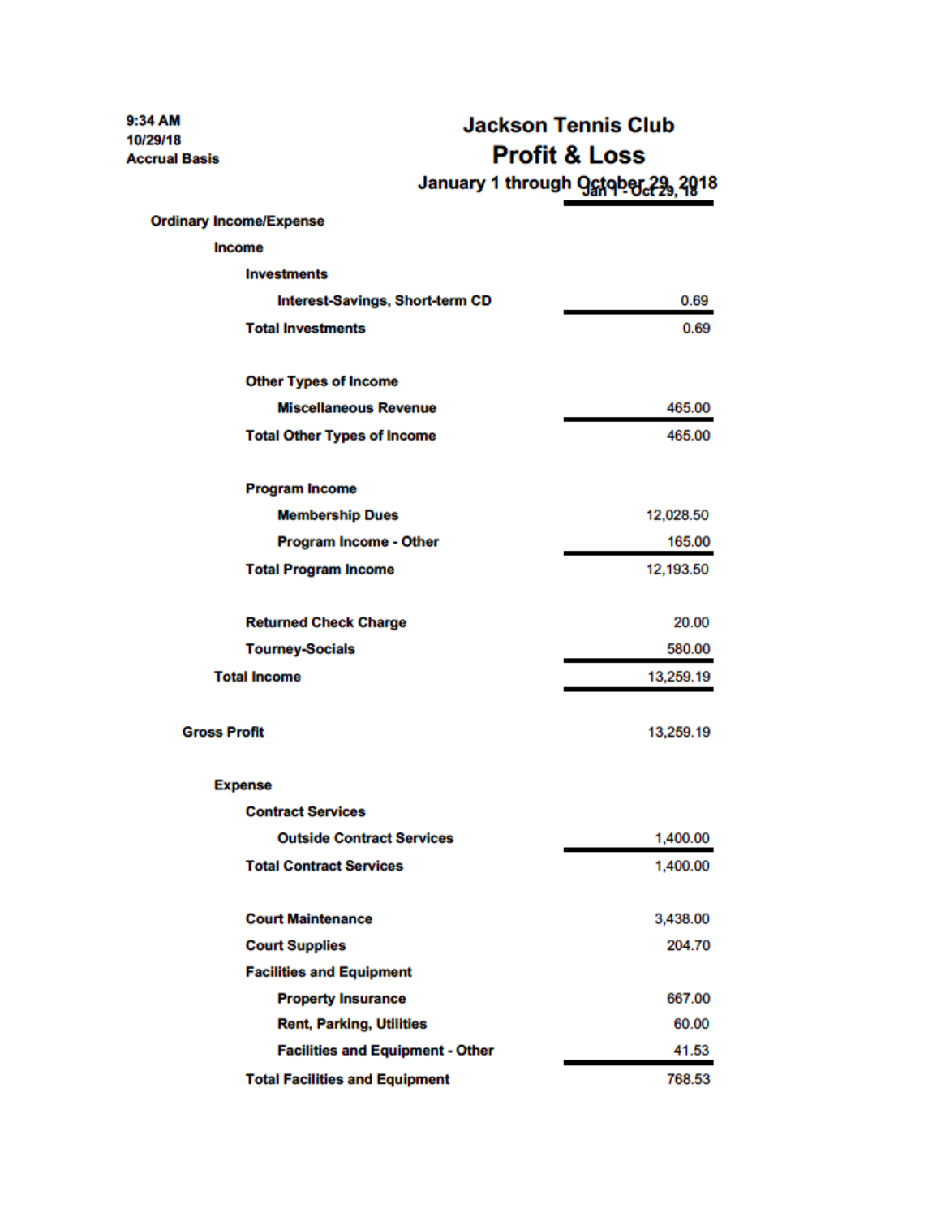9:34 AM
10/29/18
Accrual Basis

# Jackson Tennis Club
## Profit & Loss
### January 1 through October 29, 2018

| | Jan 1 - Oct 29, 18 |
|---|---|
| **Ordinary Income/Expense** | |
| **Income** | |
| **Investments** | |
| **Interest-Savings, Short-term CD** | 0.69 |
| **Total Investments** | 0.69 |
| | |
| **Other Types of Income** | |
| **Miscellaneous Revenue** | 465.00 |
| **Total Other Types of Income** | 465.00 |
| | |
| **Program Income** | |
| **Membership Dues** | 12,028.50 |
| **Program Income - Other** | 165.00 |
| **Total Program Income** | 12,193.50 |
| | |
| **Returned Check Charge** | 20.00 |
| **Tourney-Socials** | 580.00 |
| **Total Income** | 13,259.19 |
| | |
| **Gross Profit** | 13,259.19 |
| | |
| **Expense** | |
| **Contract Services** | |
| **Outside Contract Services** | 1,400.00 |
| **Total Contract Services** | 1,400.00 |
| | |
| **Court Maintenance** | 3,438.00 |
| **Court Supplies** | 204.70 |
| **Facilities and Equipment** | |
| **Property Insurance** | 667.00 |
| **Rent, Parking, Utilities** | 60.00 |
| **Facilities and Equipment - Other** | 41.53 |
| **Total Facilities and Equipment** | 768.53 |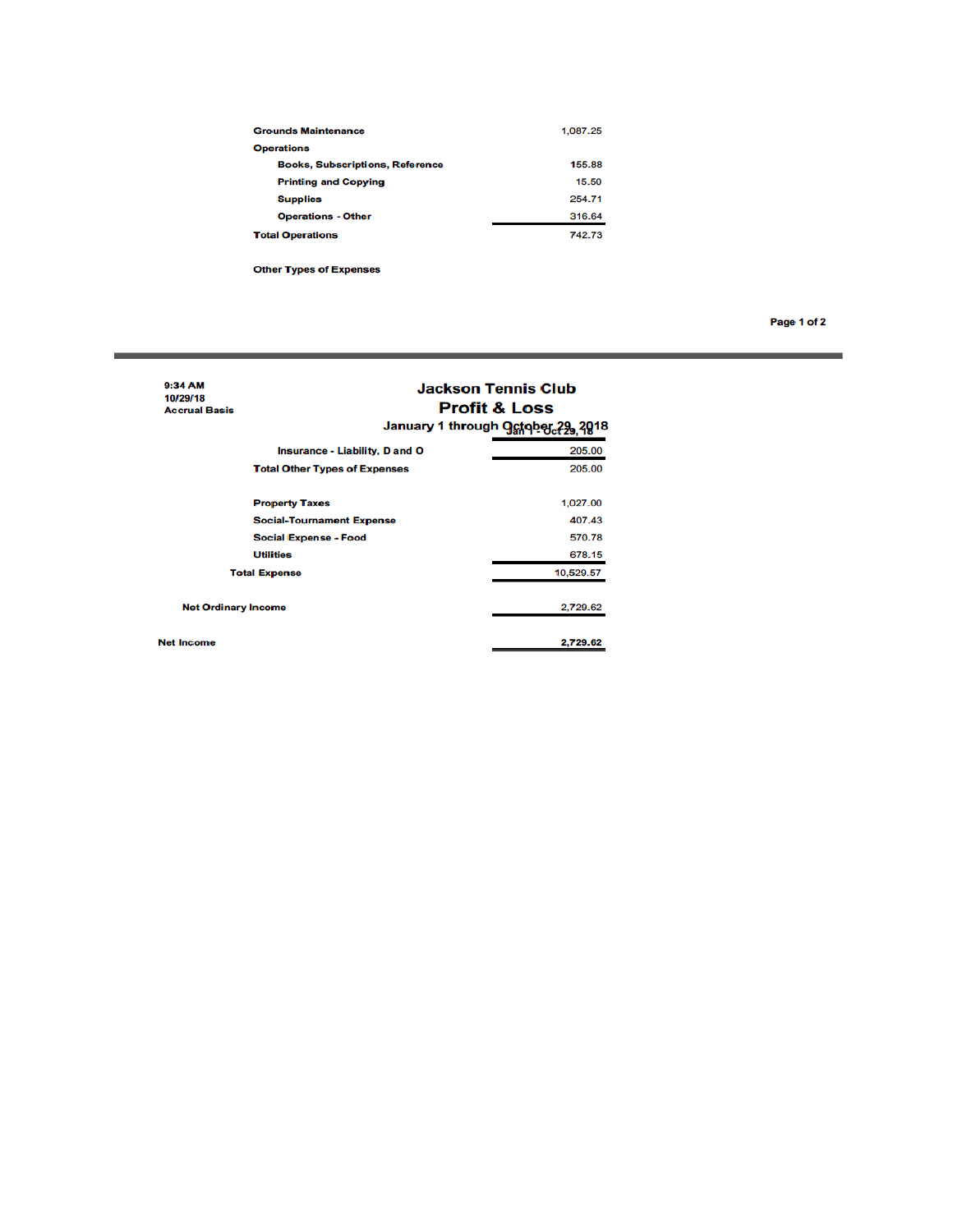| | |
|---|---|
| Grounds Maintenance | 1,087.25 |
| Operations | |
| Books, Subscriptions, Reference | 155.88 |
| Printing and Copying | 15.50 |
| Supplies | 254.71 |
| Operations - Other | 316.64 |
| Total Operations | 742.73 |
| | |
| Other Types of Expenses | |

9:34 AM
10/29/18
Accrual Basis

# Jackson Tennis Club

## Profit & Loss

### January 1 through October 29, 2018

| | Jan 1 - Oct 29, 18 |
|---|---|
| Insurance - Liability, D and O | 205.00 |
| Total Other Types of Expenses | 205.00 |
| | |
| Property Taxes | 1,027.00 |
| Social-Tournament Expense | 407.43 |
| Social Expense - Food | 570.78 |
| Utilities | 678.15 |
| Total Expense | 10,529.57 |
| | |
| Net Ordinary Income | 2,729.62 |
| | |
| Net Income | 2,729.62 |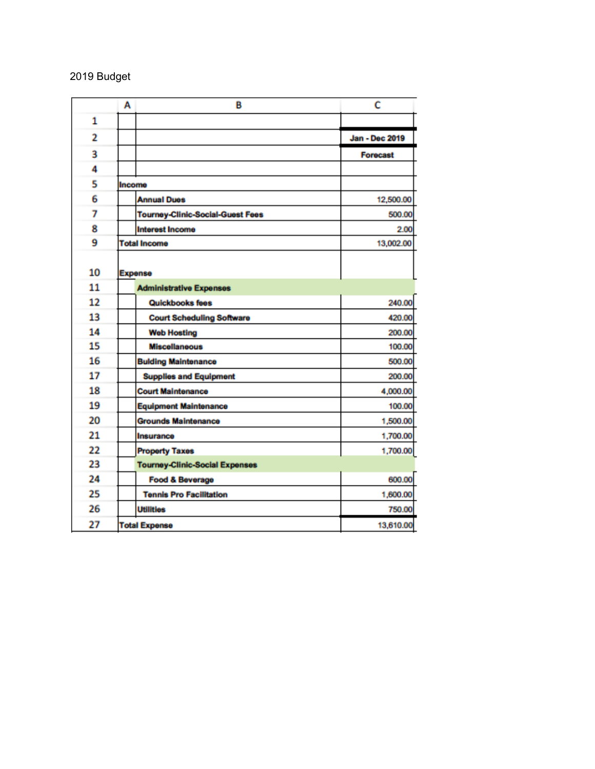2019 Budget

| | | Jan - Dec 2019 |
|---|---|---|
| | | Forecast |
| **Income** | | |
| | Annual Dues | 12,500.00 |
| | Tourney-Clinic-Social-Guest Fees | 500.00 |
| | Interest Income | 2.00 |
| **Total Income** | | 13,002.00 |
| **Expense** | | |
| | **Administrative Expenses** | |
| | Quickbooks fees | 240.00 |
| | Court Scheduling Software | 420.00 |
| | Web Hosting | 200.00 |
| | Miscellaneous | 100.00 |
| | Bulding Maintenance | 500.00 |
| | Supplies and Equipment | 200.00 |
| | Court Maintenance | 4,000.00 |
| | Equipment Maintenance | 100.00 |
| | Grounds Maintenance | 1,500.00 |
| | Insurance | 1,700.00 |
| | Property Taxes | 1,700.00 |
| | **Tourney-Clinic-Social Expenses** | |
| | Food & Beverage | 600.00 |
| | Tennis Pro Facilitation | 1,600.00 |
| | Utilities | 750.00 |
| **Total Expense** | | 13,610.00 |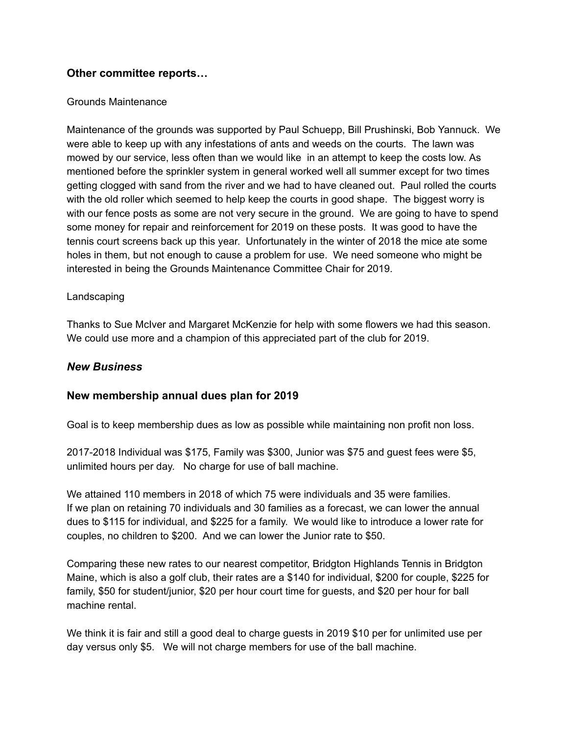### Other committee reports…

Grounds Maintenance

Maintenance of the grounds was supported by Paul Schuepp, Bill Prushinski, Bob Yannuck. We were able to keep up with any infestations of ants and weeds on the courts. The lawn was mowed by our service, less often than we would like in an attempt to keep the costs low. As mentioned before the sprinkler system in general worked well all summer except for two times getting clogged with sand from the river and we had to have cleaned out. Paul rolled the courts with the old roller which seemed to help keep the courts in good shape. The biggest worry is with our fence posts as some are not very secure in the ground. We are going to have to spend some money for repair and reinforcement for 2019 on these posts. It was good to have the tennis court screens back up this year. Unfortunately in the winter of 2018 the mice ate some holes in them, but not enough to cause a problem for use. We need someone who might be interested in being the Grounds Maintenance Committee Chair for 2019.

Landscaping

Thanks to Sue McIver and Margaret McKenzie for help with some flowers we had this season. We could use more and a champion of this appreciated part of the club for 2019.

### *New Business*

### New membership annual dues plan for 2019

Goal is to keep membership dues as low as possible while maintaining non profit non loss.

2017-2018 Individual was $175, Family was $300, Junior was $75 and guest fees were $5, unlimited hours per day. No charge for use of ball machine.

We attained 110 members in 2018 of which 75 were individuals and 35 were families.
If we plan on retaining 70 individuals and 30 families as a forecast, we can lower the annual dues to $115 for individual, and $225 for a family. We would like to introduce a lower rate for couples, no children to $200. And we can lower the Junior rate to $50.

Comparing these new rates to our nearest competitor, Bridgton Highlands Tennis in Bridgton Maine, which is also a golf club, their rates are a $140 for individual, $200 for couple, $225 for family, $50 for student/junior, $20 per hour court time for guests, and $20 per hour for ball machine rental.

We think it is fair and still a good deal to charge guests in 2019 $10 per for unlimited use per day versus only $5. We will not charge members for use of the ball machine.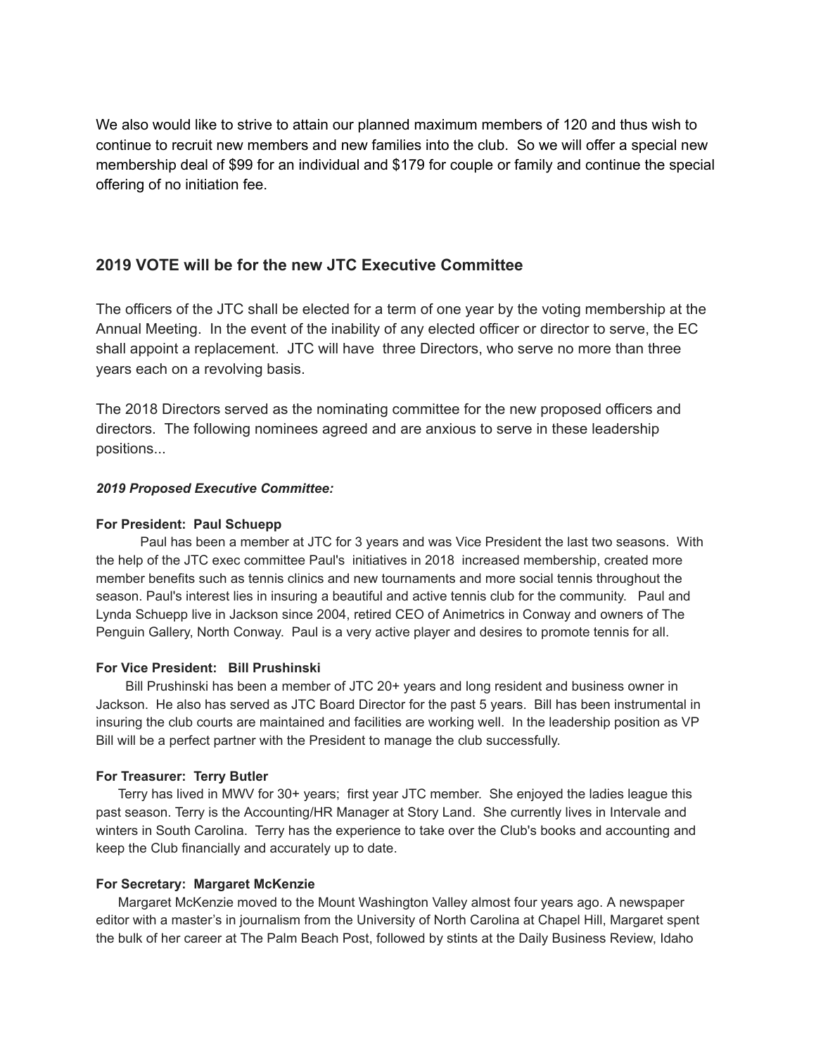We also would like to strive to attain our planned maximum members of 120 and thus wish to continue to recruit new members and new families into the club. So we will offer a special new membership deal of $99 for an individual and $179 for couple or family and continue the special offering of no initiation fee.

## 2019 VOTE will be for the new JTC Executive Committee

The officers of the JTC shall be elected for a term of one year by the voting membership at the Annual Meeting. In the event of the inability of any elected officer or director to serve, the EC shall appoint a replacement. JTC will have three Directors, who serve no more than three years each on a revolving basis.

The 2018 Directors served as the nominating committee for the new proposed officers and directors. The following nominees agreed and are anxious to serve in these leadership positions...

***2019 Proposed Executive Committee:***

**For President: Paul Schuepp**

Paul has been a member at JTC for 3 years and was Vice President the last two seasons. With the help of the JTC exec committee Paul's initiatives in 2018 increased membership, created more member benefits such as tennis clinics and new tournaments and more social tennis throughout the season. Paul's interest lies in insuring a beautiful and active tennis club for the community. Paul and Lynda Schuepp live in Jackson since 2004, retired CEO of Animetrics in Conway and owners of The Penguin Gallery, North Conway. Paul is a very active player and desires to promote tennis for all.

**For Vice President: Bill Prushinski**

Bill Prushinski has been a member of JTC 20+ years and long resident and business owner in Jackson. He also has served as JTC Board Director for the past 5 years. Bill has been instrumental in insuring the club courts are maintained and facilities are working well. In the leadership position as VP Bill will be a perfect partner with the President to manage the club successfully.

**For Treasurer: Terry Butler**

Terry has lived in MWV for 30+ years; first year JTC member. She enjoyed the ladies league this past season. Terry is the Accounting/HR Manager at Story Land. She currently lives in Intervale and winters in South Carolina. Terry has the experience to take over the Club's books and accounting and keep the Club financially and accurately up to date.

**For Secretary: Margaret McKenzie**

Margaret McKenzie moved to the Mount Washington Valley almost four years ago. A newspaper editor with a master's in journalism from the University of North Carolina at Chapel Hill, Margaret spent the bulk of her career at The Palm Beach Post, followed by stints at the Daily Business Review, Idaho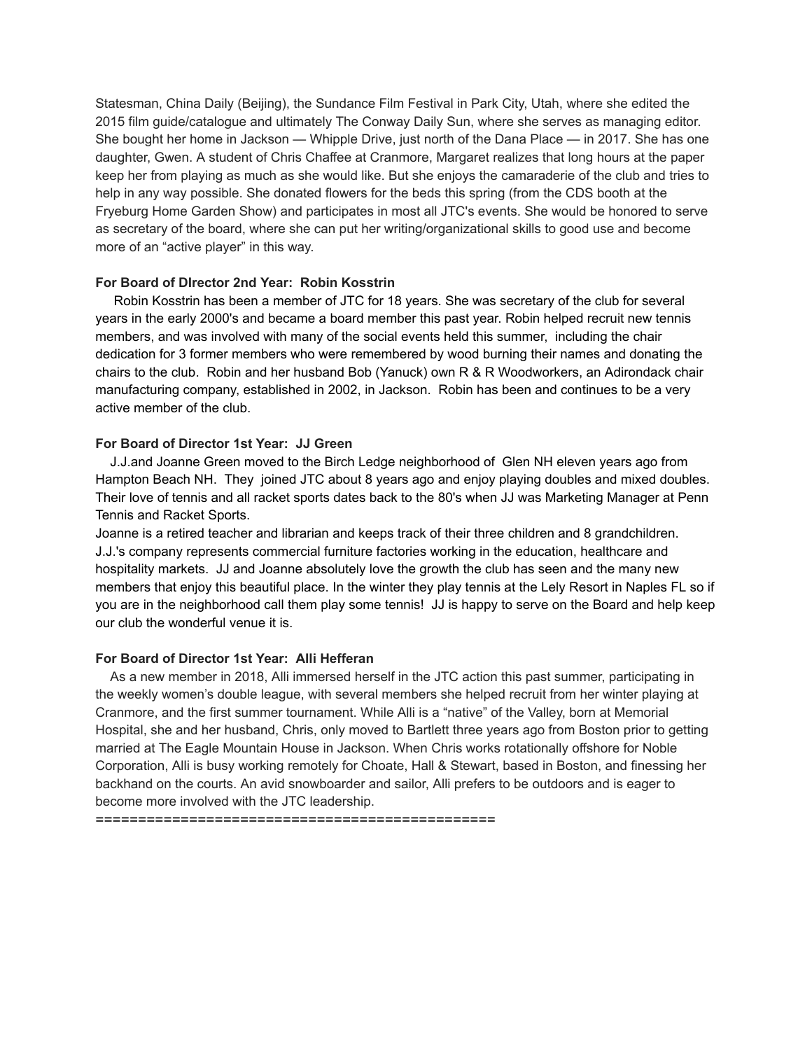Statesman, China Daily (Beijing), the Sundance Film Festival in Park City, Utah, where she edited the 2015 film guide/catalogue and ultimately The Conway Daily Sun, where she serves as managing editor. She bought her home in Jackson — Whipple Drive, just north of the Dana Place — in 2017. She has one daughter, Gwen. A student of Chris Chaffee at Cranmore, Margaret realizes that long hours at the paper keep her from playing as much as she would like. But she enjoys the camaraderie of the club and tries to help in any way possible. She donated flowers for the beds this spring (from the CDS booth at the Fryeburg Home Garden Show) and participates in most all JTC's events. She would be honored to serve as secretary of the board, where she can put her writing/organizational skills to good use and become more of an "active player" in this way.

**For Board of DIrector 2nd Year: Robin Kosstrin**

Robin Kosstrin has been a member of JTC for 18 years. She was secretary of the club for several years in the early 2000's and became a board member this past year. Robin helped recruit new tennis members, and was involved with many of the social events held this summer, including the chair dedication for 3 former members who were remembered by wood burning their names and donating the chairs to the club. Robin and her husband Bob (Yanuck) own R & R Woodworkers, an Adirondack chair manufacturing company, established in 2002, in Jackson. Robin has been and continues to be a very active member of the club.

**For Board of Director 1st Year: JJ Green**

J.J.and Joanne Green moved to the Birch Ledge neighborhood of Glen NH eleven years ago from Hampton Beach NH. They joined JTC about 8 years ago and enjoy playing doubles and mixed doubles. Their love of tennis and all racket sports dates back to the 80's when JJ was Marketing Manager at Penn Tennis and Racket Sports.

Joanne is a retired teacher and librarian and keeps track of their three children and 8 grandchildren. J.J.'s company represents commercial furniture factories working in the education, healthcare and hospitality markets. JJ and Joanne absolutely love the growth the club has seen and the many new members that enjoy this beautiful place. In the winter they play tennis at the Lely Resort in Naples FL so if you are in the neighborhood call them play some tennis! JJ is happy to serve on the Board and help keep our club the wonderful venue it is.

**For Board of Director 1st Year: Alli Hefferan**

As a new member in 2018, Alli immersed herself in the JTC action this past summer, participating in the weekly women's double league, with several members she helped recruit from her winter playing at Cranmore, and the first summer tournament. While Alli is a "native" of the Valley, born at Memorial Hospital, she and her husband, Chris, only moved to Bartlett three years ago from Boston prior to getting married at The Eagle Mountain House in Jackson. When Chris works rotationally offshore for Noble Corporation, Alli is busy working remotely for Choate, Hall & Stewart, based in Boston, and finessing her backhand on the courts. An avid snowboarder and sailor, Alli prefers to be outdoors and is eager to become more involved with the JTC leadership.

==============================================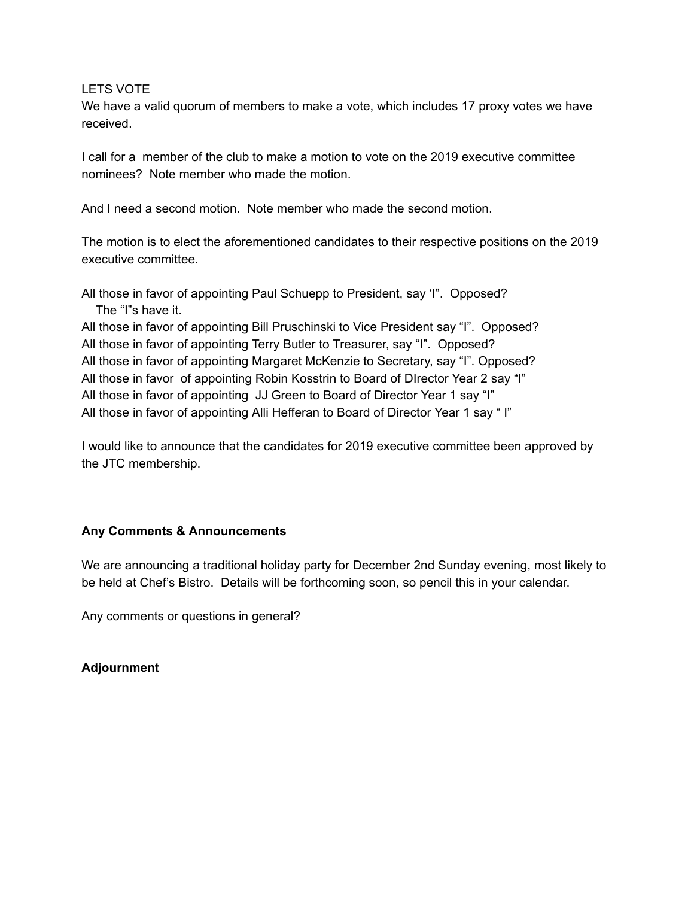LETS VOTE

We have a valid quorum of members to make a vote, which includes 17 proxy votes we have received.

I call for a  member of the club to make a motion to vote on the 2019 executive committee nominees?  Note member who made the motion.

And I need a second motion.  Note member who made the second motion.

The motion is to elect the aforementioned candidates to their respective positions on the 2019 executive committee.

All those in favor of appointing Paul Schuepp to President, say ‘I”.  Opposed?
    The “I”s have it.
All those in favor of appointing Bill Pruschinski to Vice President say “I”.  Opposed?
All those in favor of appointing Terry Butler to Treasurer, say “I”.  Opposed?
All those in favor of appointing Margaret McKenzie to Secretary, say “I”. Opposed?
All those in favor  of appointing Robin Kosstrin to Board of DIrector Year 2 say “I”
All those in favor of appointing  JJ Green to Board of Director Year 1 say “I”
All those in favor of appointing Alli Hefferan to Board of Director Year 1 say “ I”

I would like to announce that the candidates for 2019 executive committee been approved by the JTC membership.

**Any Comments & Announcements**

We are announcing a traditional holiday party for December 2nd Sunday evening, most likely to be held at Chef’s Bistro.  Details will be forthcoming soon, so pencil this in your calendar.

Any comments or questions in general?

**Adjournment**